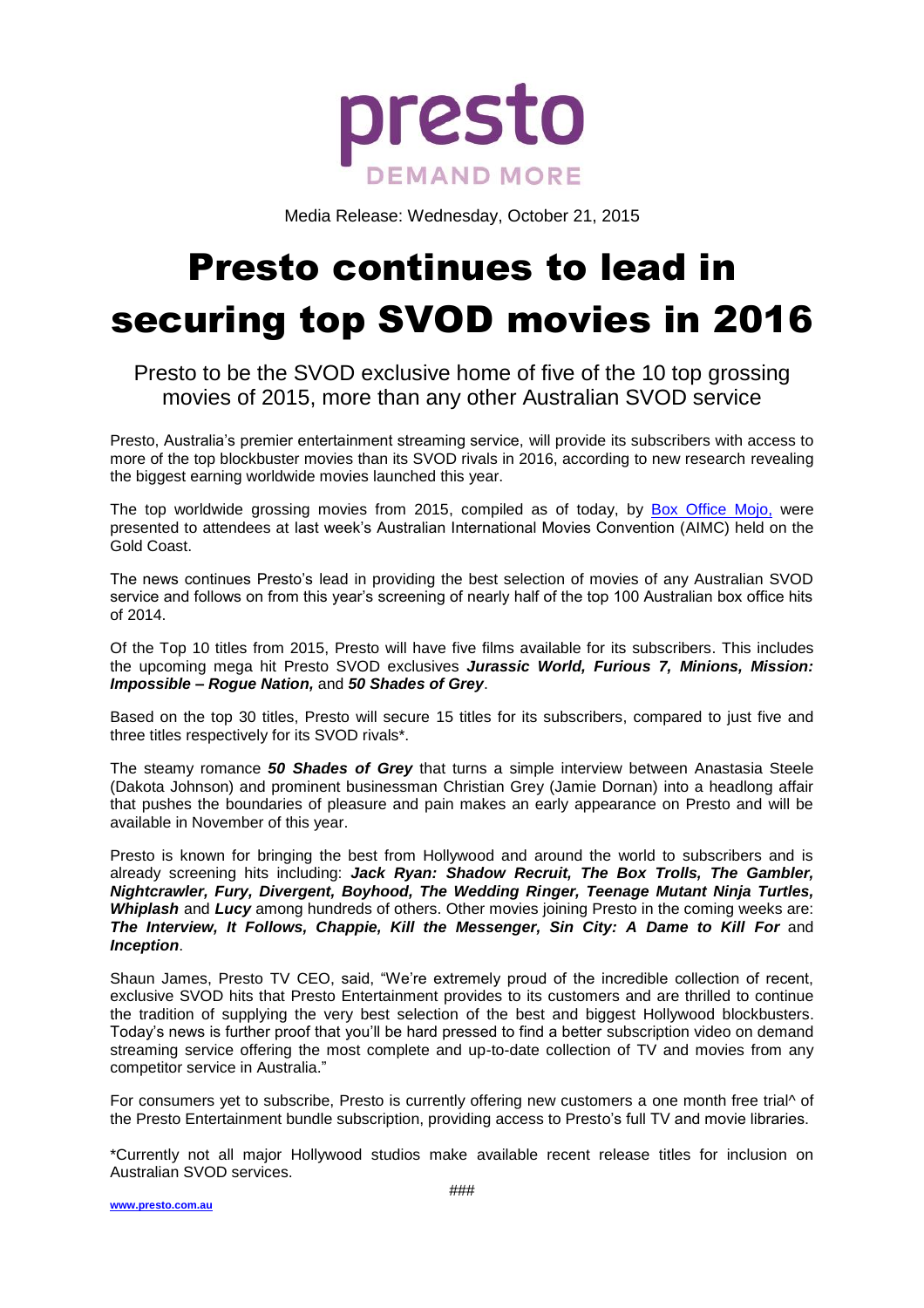presto

DEMAND MORE

Media Release: Wednesday, October 21, 2015

# Presto continues to lead in securing top SVOD movies in 2016

## Presto to be the SVOD exclusive home of five of the 10 top grossing movies of 2015, more than any other Australian SVOD service

Presto, Australia's premier entertainment streaming service, will provide its subscribers with access to more of the top blockbuster movies than its SVOD rivals in 2016, according to new research revealing the biggest earning worldwide movies launched this year.

The top worldwide grossing movies from 2015, compiled as of today, by Box Office Mojo, were presented to attendees at last week's Australian International Movies Convention (AIMC) held on the Gold Coast.

The news continues Presto's lead in providing the best selection of movies of any Australian SVOD service and follows on from this year's screening of nearly half of the top 100 Australian box office hits of 2014.

Of the Top 10 titles from 2015, Presto will have five films available for its subscribers. This includes the upcoming mega hit Presto SVOD exclusives ***Jurassic World, Furious 7, Minions, Mission: Impossible – Rogue Nation,*** and ***50 Shades of Grey***.

Based on the top 30 titles, Presto will secure 15 titles for its subscribers, compared to just five and three titles respectively for its SVOD rivals*.

The steamy romance ***50 Shades of Grey*** that turns a simple interview between Anastasia Steele (Dakota Johnson) and prominent businessman Christian Grey (Jamie Dornan) into a headlong affair that pushes the boundaries of pleasure and pain makes an early appearance on Presto and will be available in November of this year.

Presto is known for bringing the best from Hollywood and around the world to subscribers and is already screening hits including: ***Jack Ryan: Shadow Recruit, The Box Trolls, The Gambler, Nightcrawler, Fury, Divergent, Boyhood, The Wedding Ringer, Teenage Mutant Ninja Turtles, Whiplash*** and ***Lucy*** among hundreds of others. Other movies joining Presto in the coming weeks are: ***The Interview, It Follows, Chappie, Kill the Messenger, Sin City: A Dame to Kill For*** and ***Inception***.

Shaun James, Presto TV CEO, said, "We're extremely proud of the incredible collection of recent, exclusive SVOD hits that Presto Entertainment provides to its customers and are thrilled to continue the tradition of supplying the very best selection of the best and biggest Hollywood blockbusters. Today's news is further proof that you'll be hard pressed to find a better subscription video on demand streaming service offering the most complete and up-to-date collection of TV and movies from any competitor service in Australia."

For consumers yet to subscribe, Presto is currently offering new customers a one month free trial^ of the Presto Entertainment bundle subscription, providing access to Presto's full TV and movie libraries.

*Currently not all major Hollywood studios make available recent release titles for inclusion on Australian SVOD services.

###

www.presto.com.au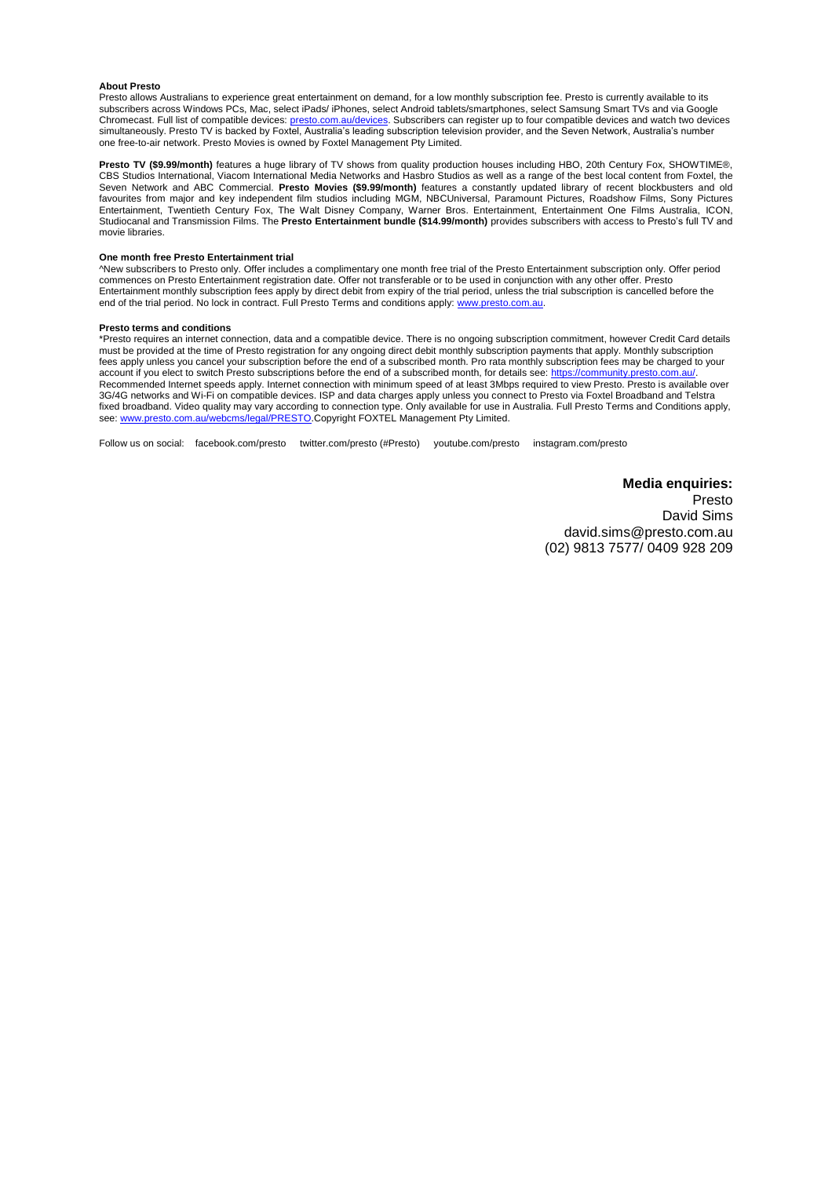**About Presto**

Presto allows Australians to experience great entertainment on demand, for a low monthly subscription fee. Presto is currently available to its subscribers across Windows PCs, Mac, select iPads/ iPhones, select Android tablets/smartphones, select Samsung Smart TVs and via Google Chromecast. Full list of compatible devices: presto.com.au/devices. Subscribers can register up to four compatible devices and watch two devices simultaneously. Presto TV is backed by Foxtel, Australia's leading subscription television provider, and the Seven Network, Australia's number one free-to-air network. Presto Movies is owned by Foxtel Management Pty Limited.

**Presto TV ($9.99/month)** features a huge library of TV shows from quality production houses including HBO, 20th Century Fox, SHOWTIME®, CBS Studios International, Viacom International Media Networks and Hasbro Studios as well as a range of the best local content from Foxtel, the Seven Network and ABC Commercial. **Presto Movies ($9.99/month)** features a constantly updated library of recent blockbusters and old favourites from major and key independent film studios including MGM, NBCUniversal, Paramount Pictures, Roadshow Films, Sony Pictures Entertainment, Twentieth Century Fox, The Walt Disney Company, Warner Bros. Entertainment, Entertainment One Films Australia, ICON, Studiocanal and Transmission Films. The **Presto Entertainment bundle ($14.99/month)** provides subscribers with access to Presto's full TV and movie libraries.

**One month free Presto Entertainment trial**

^New subscribers to Presto only. Offer includes a complimentary one month free trial of the Presto Entertainment subscription only. Offer period commences on Presto Entertainment registration date. Offer not transferable or to be used in conjunction with any other offer. Presto Entertainment monthly subscription fees apply by direct debit from expiry of the trial period, unless the trial subscription is cancelled before the end of the trial period. No lock in contract. Full Presto Terms and conditions apply: www.presto.com.au.

**Presto terms and conditions**

*Presto requires an internet connection, data and a compatible device. There is no ongoing subscription commitment, however Credit Card details must be provided at the time of Presto registration for any ongoing direct debit monthly subscription payments that apply. Monthly subscription fees apply unless you cancel your subscription before the end of a subscribed month. Pro rata monthly subscription fees may be charged to your account if you elect to switch Presto subscriptions before the end of a subscribed month, for details see: https://community.presto.com.au/. Recommended Internet speeds apply. Internet connection with minimum speed of at least 3Mbps required to view Presto. Presto is available over 3G/4G networks and Wi-Fi on compatible devices. ISP and data charges apply unless you connect to Presto via Foxtel Broadband and Telstra fixed broadband. Video quality may vary according to connection type. Only available for use in Australia. Full Presto Terms and Conditions apply, see: www.presto.com.au/webcms/legal/PRESTO.Copyright FOXTEL Management Pty Limited.

Follow us on social: facebook.com/presto twitter.com/presto (#Presto) youtube.com/presto instagram.com/presto

**Media enquiries:**
Presto
David Sims
david.sims@presto.com.au
(02) 9813 7577/ 0409 928 209